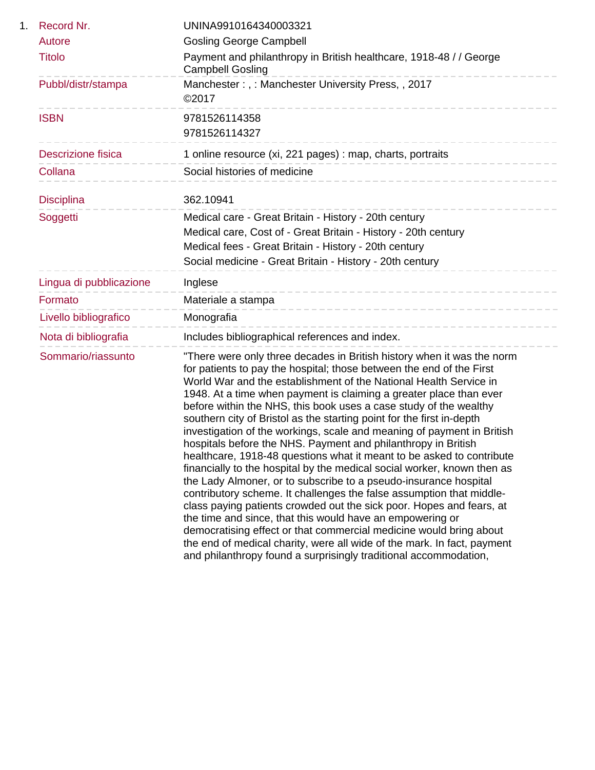1.

| | |
|---|---|
| Record Nr. | UNINA9910164340003321 |
| Autore | Gosling George Campbell |
| Titolo | Payment and philanthropy in British healthcare, 1918-48 / / George Campbell Gosling |
| Pubbl/distr/stampa | Manchester : , : Manchester University Press, , 2017<br>©2017 |
| ISBN | 9781526114358<br>9781526114327 |
| Descrizione fisica | 1 online resource (xi, 221 pages) : map, charts, portraits |
| Collana | Social histories of medicine |
| Disciplina | 362.10941 |
| Soggetti | Medical care - Great Britain - History - 20th century<br>Medical care, Cost of - Great Britain - History - 20th century<br>Medical fees - Great Britain - History - 20th century<br>Social medicine - Great Britain - History - 20th century |
| Lingua di pubblicazione | Inglese |
| Formato | Materiale a stampa |
| Livello bibliografico | Monografia |
| Nota di bibliografia | Includes bibliographical references and index. |
| Sommario/riassunto | "There were only three decades in British history when it was the norm for patients to pay the hospital; those between the end of the First World War and the establishment of the National Health Service in 1948. At a time when payment is claiming a greater place than ever before within the NHS, this book uses a case study of the wealthy southern city of Bristol as the starting point for the first in-depth investigation of the workings, scale and meaning of payment in British hospitals before the NHS. Payment and philanthropy in British healthcare, 1918-48 questions what it meant to be asked to contribute financially to the hospital by the medical social worker, known then as the Lady Almoner, or to subscribe to a pseudo-insurance hospital contributory scheme. It challenges the false assumption that middle-class paying patients crowded out the sick poor. Hopes and fears, at the time and since, that this would have an empowering or democratising effect or that commercial medicine would bring about the end of medical charity, were all wide of the mark. In fact, payment and philanthropy found a surprisingly traditional accommodation, |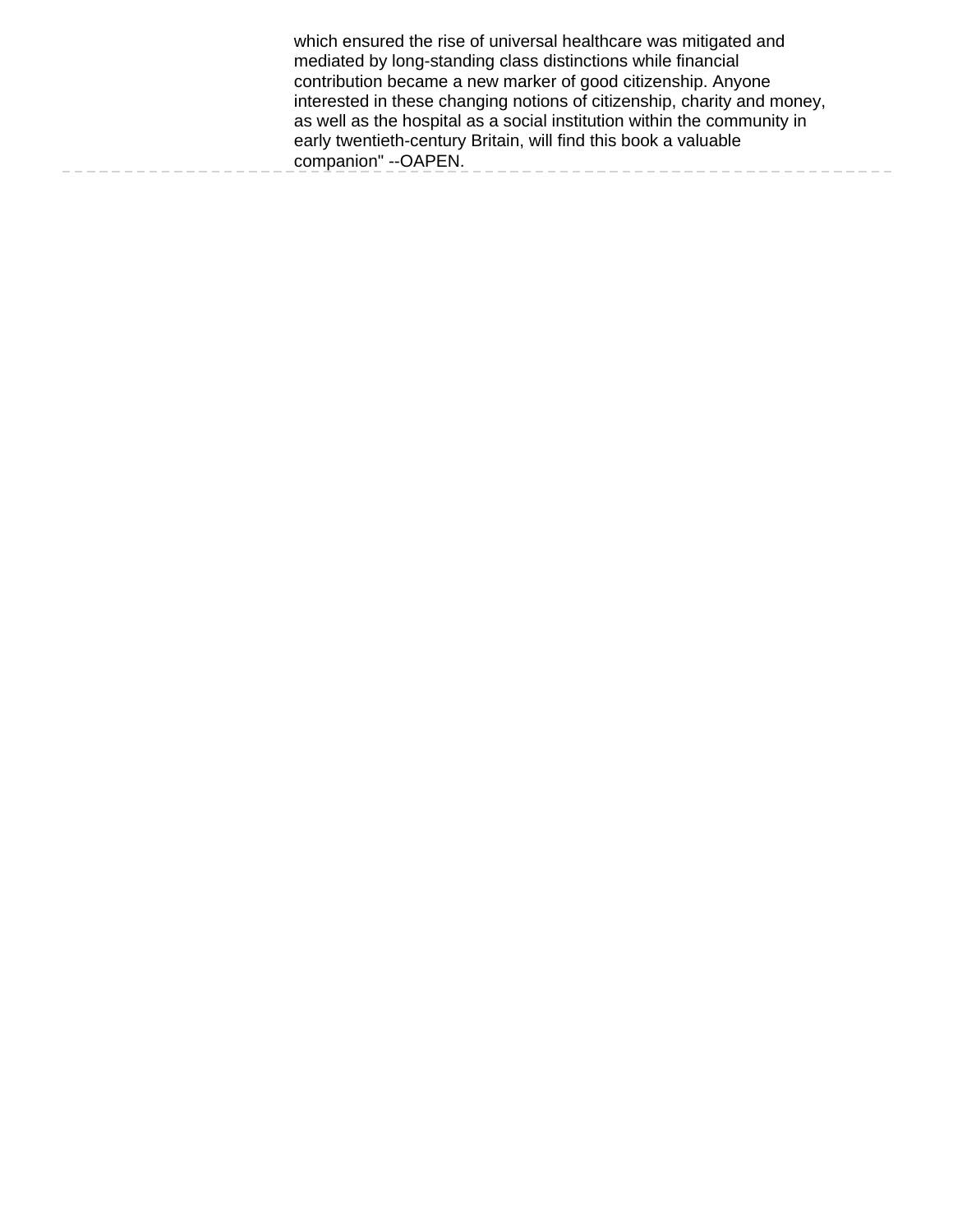which ensured the rise of universal healthcare was mitigated and mediated by long-standing class distinctions while financial contribution became a new marker of good citizenship. Anyone interested in these changing notions of citizenship, charity and money, as well as the hospital as a social institution within the community in early twentieth-century Britain, will find this book a valuable companion" --OAPEN.